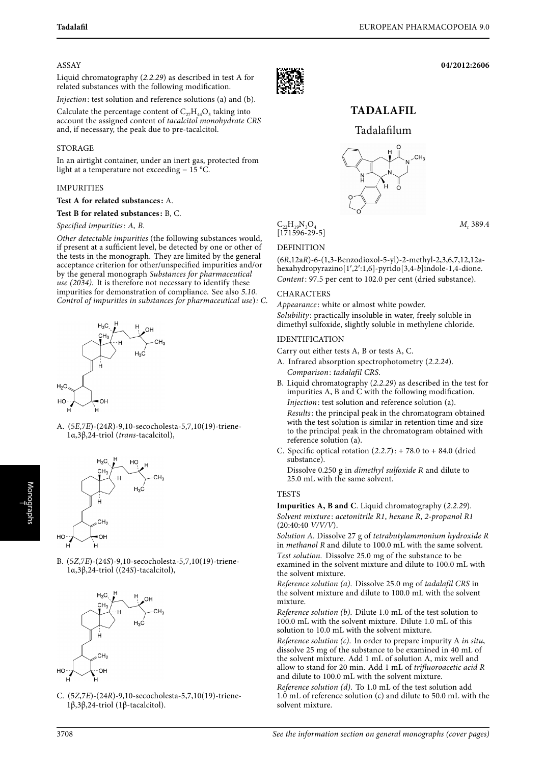## ASSAY

Liquid chromatography (*2.2.29*) as described in test A for related substances with the following modification.

*Injection*: test solution and reference solutions (a) and (b).

Calculate the percentage content of $C_{27}H_{44}O_3$ taking into account the assigned content of *tacalcitol monohydrate CRS* and, if necessary, the peak due to pre-tacalcitol.

## STORAGE

In an airtight container, under an inert gas, protected from light at a temperature not exceeding − 15 °C.

## IMPURITIES

**Test A for related substances:** A.

**Test B for related substances:** B, C.

*Specified impurities: A, B.*

*Other detectable impurities* (the following substances would, if present at a sufficient level, be detected by one or other of the tests in the monograph. They are limited by the general acceptance criterion for other/unspecified impurities and/or by the general monograph *Substances for pharmaceutical use (2034)*. It is therefore not necessary to identify these impurities for demonstration of compliance. See also *5.10. Control of impurities in substances for pharmaceutical use*): *C.*

A. (5*E*,7*E*)-(24*R*)-9,10-secocholesta-5,7,10(19)-triene-1α,3β,24-triol (*trans*-tacalcitol),

B. (5*Z*,7*E*)-(24*S*)-9,10-secocholesta-5,7,10(19)-triene-1α,3β,24-triol ((24*S*)-tacalcitol),

C. (5*Z*,7*E*)-(24*R*)-9,10-secocholesta-5,7,10(19)-triene-1β,3β,24-triol (1β-tacalcitol).

04/2012:2606

# TADALAFIL

## Tadalafilum

$C_{22}H_{19}N_3O_4$ $M_r$ 389.4
[171596-29-5]

## DEFINITION

(6*R*,12a*R*)-6-(1,3-Benzodioxol-5-yl)-2-methyl-2,3,6,7,12,12a-hexahydropyrazino[1′,2′:1,6]-pyrido[3,4-*b*]indole-1,4-dione.

*Content*: 97.5 per cent to 102.0 per cent (dried substance).

## CHARACTERS

*Appearance*: white or almost white powder.

*Solubility*: practically insoluble in water, freely soluble in dimethyl sulfoxide, slightly soluble in methylene chloride.

## IDENTIFICATION

Carry out either tests A, B or tests A, C.

A. Infrared absorption spectrophotometry (*2.2.24*).
*Comparison*: *tadalafil CRS*.

B. Liquid chromatography (*2.2.29*) as described in the test for impurities A, B and C with the following modification.
*Injection*: test solution and reference solution (a).
*Results*: the principal peak in the chromatogram obtained with the test solution is similar in retention time and size to the principal peak in the chromatogram obtained with reference solution (a).

C. Specific optical rotation (*2.2.7*): + 78.0 to + 84.0 (dried substance).
Dissolve 0.250 g in *dimethyl sulfoxide R* and dilute to 25.0 mL with the same solvent.

## TESTS

**Impurities A, B and C**. Liquid chromatography (*2.2.29*).

*Solvent mixture*: *acetonitrile R1*, *hexane R*, *2-propanol R1* (20:40:40 *V/V/V*).

*Solution A*. Dissolve 27 g of *tetrabutylammonium hydroxide R* in *methanol R* and dilute to 100.0 mL with the same solvent.

*Test solution*. Dissolve 25.0 mg of the substance to be examined in the solvent mixture and dilute to 100.0 mL with the solvent mixture.

*Reference solution (a).* Dissolve 25.0 mg of *tadalafil CRS* in the solvent mixture and dilute to 100.0 mL with the solvent mixture.

*Reference solution (b).* Dilute 1.0 mL of the test solution to 100.0 mL with the solvent mixture. Dilute 1.0 mL of this solution to 10.0 mL with the solvent mixture.

*Reference solution (c).* In order to prepare impurity A *in situ*, dissolve 25 mg of the substance to be examined in 40 mL of the solvent mixture. Add 1 mL of solution A, mix well and allow to stand for 20 min. Add 1 mL of *trifluoroacetic acid R* and dilute to 100.0 mL with the solvent mixture.

*Reference solution (d).* To 1.0 mL of the test solution add 1.0 mL of reference solution (c) and dilute to 50.0 mL with the solvent mixture.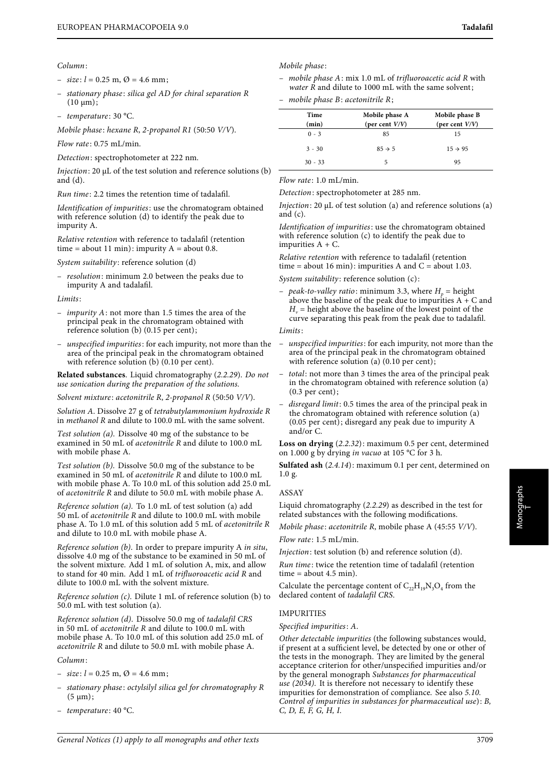*Column*:

- *size*: $l$ = 0.25 m, Ø = 4.6 mm;
- *stationary phase*: *silica gel AD for chiral separation R* (10 μm);
- *temperature*: 30 °C.

*Mobile phase*: *hexane R*, *2-propanol R1* (50:50 *V/V*).

*Flow rate*: 0.75 mL/min.

*Detection*: spectrophotometer at 222 nm.

*Injection*: 20 μL of the test solution and reference solutions (b) and (d).

*Run time*: 2.2 times the retention time of tadalafil.

*Identification of impurities*: use the chromatogram obtained with reference solution (d) to identify the peak due to impurity A.

*Relative retention* with reference to tadalafil (retention time = about 11 min): impurity A = about 0.8.

*System suitability*: reference solution (d)

- *resolution*: minimum 2.0 between the peaks due to impurity A and tadalafil.

*Limits*:

- *impurity A*: not more than 1.5 times the area of the principal peak in the chromatogram obtained with reference solution (b) (0.15 per cent);
- *unspecified impurities*: for each impurity, not more than the area of the principal peak in the chromatogram obtained with reference solution (b) (0.10 per cent).

**Related substances**. Liquid chromatography (*2.2.29*). *Do not use sonication during the preparation of the solutions.*

*Solvent mixture*: *acetonitrile R*, *2-propanol R* (50:50 *V/V*).

*Solution A*. Dissolve 27 g of *tetrabutylammonium hydroxide R* in *methanol R* and dilute to 100.0 mL with the same solvent.

*Test solution (a)*. Dissolve 40 mg of the substance to be examined in 50 mL of *acetonitrile R* and dilute to 100.0 mL with mobile phase A.

*Test solution (b)*. Dissolve 50.0 mg of the substance to be examined in 50 mL of *acetonitrile R* and dilute to 100.0 mL with mobile phase A. To 10.0 mL of this solution add 25.0 mL of *acetonitrile R* and dilute to 50.0 mL with mobile phase A.

*Reference solution (a)*. To 1.0 mL of test solution (a) add 50 mL of *acetonitrile R* and dilute to 100.0 mL with mobile phase A. To 1.0 mL of this solution add 5 mL of *acetonitrile R* and dilute to 10.0 mL with mobile phase A.

*Reference solution (b)*. In order to prepare impurity A *in situ*, dissolve 4.0 mg of the substance to be examined in 50 mL of the solvent mixture. Add 1 mL of solution A, mix, and allow to stand for 40 min. Add 1 mL of *trifluoroacetic acid R* and dilute to 100.0 mL with the solvent mixture.

*Reference solution (c)*. Dilute 1 mL of reference solution (b) to 50.0 mL with test solution (a).

*Reference solution (d)*. Dissolve 50.0 mg of *tadalafil CRS* in 50 mL of *acetonitrile R* and dilute to 100.0 mL with mobile phase A. To 10.0 mL of this solution add 25.0 mL of *acetonitrile R* and dilute to 50.0 mL with mobile phase A.

*Column*:

- *size*: $l$ = 0.25 m, Ø = 4.6 mm;
- *stationary phase*: *octylsilyl silica gel for chromatography R* (5 μm);
- *temperature*: 40 °C.

*Mobile phase*:

- *mobile phase A*: mix 1.0 mL of *trifluoroacetic acid R* with *water R* and dilute to 1000 mL with the same solvent;
- *mobile phase B*: *acetonitrile R*;

| Time (min) | Mobile phase A (per cent *V/V*) | Mobile phase B (per cent *V/V*) |
|---|---|---|
| 0 - 3 | 85 | 15 |
| 3 - 30 | 85 → 5 | 15 → 95 |
| 30 - 33 | 5 | 95 |

*Flow rate*: 1.0 mL/min.

*Detection*: spectrophotometer at 285 nm.

*Injection*: 20 μL of test solution (a) and reference solutions (a) and (c).

*Identification of impurities*: use the chromatogram obtained with reference solution (c) to identify the peak due to impurities A + C.

*Relative retention* with reference to tadalafil (retention time = about 16 min): impurities A and C = about 1.03.

*System suitability*: reference solution (c):

- *peak-to-valley ratio*: minimum 3.3, where $H_p$ = height above the baseline of the peak due to impurities A + C and $H_v$ = height above the baseline of the lowest point of the curve separating this peak from the peak due to tadalafil.

*Limits*:

- *unspecified impurities*: for each impurity, not more than the area of the principal peak in the chromatogram obtained with reference solution (a) (0.10 per cent);
- *total*: not more than 3 times the area of the principal peak in the chromatogram obtained with reference solution (a) (0.3 per cent);
- *disregard limit*: 0.5 times the area of the principal peak in the chromatogram obtained with reference solution (a) (0.05 per cent); disregard any peak due to impurity A and/or C.

**Loss on drying** (*2.2.32*): maximum 0.5 per cent, determined on 1.000 g by drying *in vacuo* at 105 °C for 3 h.

**Sulfated ash** (*2.4.14*): maximum 0.1 per cent, determined on 1.0 g.

## ASSAY

Liquid chromatography (*2.2.29*) as described in the test for related substances with the following modifications.

*Mobile phase*: *acetonitrile R*, mobile phase A (45:55 *V/V*).

*Flow rate*: 1.5 mL/min.

*Injection*: test solution (b) and reference solution (d).

*Run time*: twice the retention time of tadalafil (retention time = about 4.5 min).

Calculate the percentage content of $C_{22}H_{19}N_3O_4$ from the declared content of *tadalafil CRS*.

## IMPURITIES

*Specified impurities*: *A*.

*Other detectable impurities* (the following substances would, if present at a sufficient level, be detected by one or other of the tests in the monograph. They are limited by the general acceptance criterion for other/unspecified impurities and/or by the general monograph *Substances for pharmaceutical use (2034)*. It is therefore not necessary to identify these impurities for demonstration of compliance. See also *5.10. Control of impurities in substances for pharmaceutical use*): *B, C, D, E, F, G, H, I*.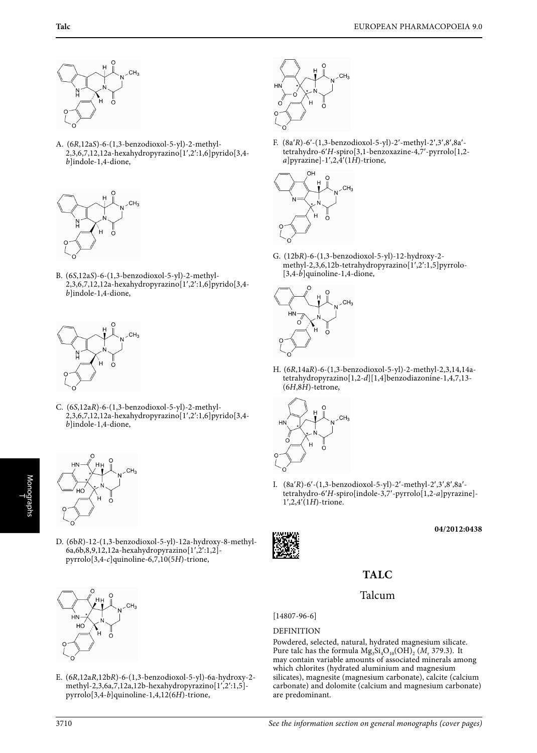A. (6*R*,12a*S*)-6-(1,3-benzodioxol-5-yl)-2-methyl-2,3,6,7,12,12a-hexahydropyrazino[1′,2′:1,6]pyrido[3,4-*b*]indole-1,4-dione,

B. (6*S*,12a*S*)-6-(1,3-benzodioxol-5-yl)-2-methyl-2,3,6,7,12,12a-hexahydropyrazino[1′,2′:1,6]pyrido[3,4-*b*]indole-1,4-dione,

C. (6*S*,12a*R*)-6-(1,3-benzodioxol-5-yl)-2-methyl-2,3,6,7,12,12a-hexahydropyrazino[1′,2′:1,6]pyrido[3,4-*b*]indole-1,4-dione,

D. (6b*R*)-12-(1,3-benzodioxol-5-yl)-12a-hydroxy-8-methyl-6a,6b,8,9,12,12a-hexahydropyrazino[1′,2′:1,2]-pyrrolo[3,4-*c*]quinoline-6,7,10(5*H*)-trione,

E. (6*R*,12a*R*,12b*R*)-6-(1,3-benzodioxol-5-yl)-6a-hydroxy-2-methyl-2,3,6a,7,12a,12b-hexahydropyrazino[1′,2′:1,5]-pyrrolo[3,4-*b*]quinoline-1,4,12(6*H*)-trione,

F. (8a′*R*)-6′-(1,3-benzodioxol-5-yl)-2′-methyl-2′,3′,8′,8a′-tetrahydro-6′*H*-spiro[3,1-benzoxazine-4,7′-pyrrolo[1,2-*a*]pyrazine]-1′,2,4′(1*H*)-trione,

G. (12b*R*)-6-(1,3-benzodioxol-5-yl)-12-hydroxy-2-methyl-2,3,6,12b-tetrahydropyrazino[1′,2′:1,5]pyrrolo-[3,4-*b*]quinoline-1,4-dione,

H. (6*R*,14a*R*)-6-(1,3-benzodioxol-5-yl)-2-methyl-2,3,14,14a-tetrahydropyrazino[1,2-*d*][1,4]benzodiazonine-1,4,7,13-(6*H*,8*H*)-tetrone,

I. (8a′*R*)-6′-(1,3-benzodioxol-5-yl)-2′-methyl-2′,3′,8′,8a′-tetrahydro-6′*H*-spiro[indole-3,7′-pyrrolo[1,2-*a*]pyrazine]-1′,2,4′(1*H*)-trione.

**04/2012:0438**

# TALC

## Talcum

[14807-96-6]

DEFINITION

Powdered, selected, natural, hydrated magnesium silicate. Pure talc has the formula $Mg_3Si_4O_{10}(OH)_2$ ($M_r$ 379.3). It may contain variable amounts of associated minerals among which chlorites (hydrated aluminium and magnesium silicates), magnesite (magnesium carbonate), calcite (calcium carbonate) and dolomite (calcium and magnesium carbonate) are predominant.